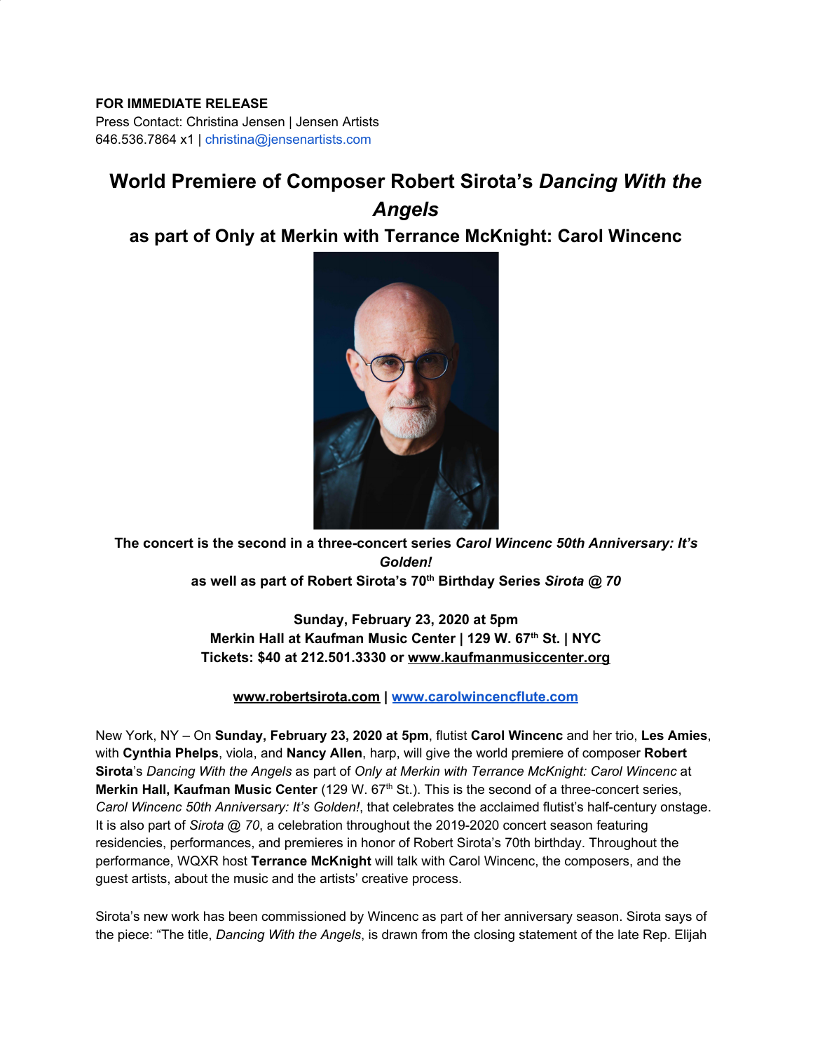**FOR IMMEDIATE RELEASE**
Press Contact: Christina Jensen | Jensen Artists
646.536.7864 x1 | christina@jensenartists.com

# World Premiere of Composer Robert Sirota's *Dancing With the Angels*

## as part of Only at Merkin with Terrance McKnight: Carol Wincenc

**The concert is the second in a three-concert series *Carol Wincenc 50th Anniversary: It's Golden!***
**as well as part of Robert Sirota's 70th Birthday Series *Sirota @ 70***

**Sunday, February 23, 2020 at 5pm**
**Merkin Hall at Kaufman Music Center | 129 W. 67th St. | NYC**
**Tickets: $40 at 212.501.3330 or www.kaufmanmusiccenter.org**

**www.robertsirota.com | www.carolwincencflute.com**

New York, NY – On **Sunday, February 23, 2020 at 5pm**, flutist **Carol Wincenc** and her trio, **Les Amies**, with **Cynthia Phelps**, viola, and **Nancy Allen**, harp, will give the world premiere of composer **Robert Sirota**'s *Dancing With the Angels* as part of *Only at Merkin with Terrance McKnight: Carol Wincenc* at **Merkin Hall, Kaufman Music Center** (129 W. 67th St.). This is the second of a three-concert series, *Carol Wincenc 50th Anniversary: It's Golden!*, that celebrates the acclaimed flutist's half-century onstage. It is also part of *Sirota @ 70*, a celebration throughout the 2019-2020 concert season featuring residencies, performances, and premieres in honor of Robert Sirota's 70th birthday. Throughout the performance, WQXR host **Terrance McKnight** will talk with Carol Wincenc, the composers, and the guest artists, about the music and the artists' creative process.

Sirota's new work has been commissioned by Wincenc as part of her anniversary season. Sirota says of the piece: "The title, *Dancing With the Angels*, is drawn from the closing statement of the late Rep. Elijah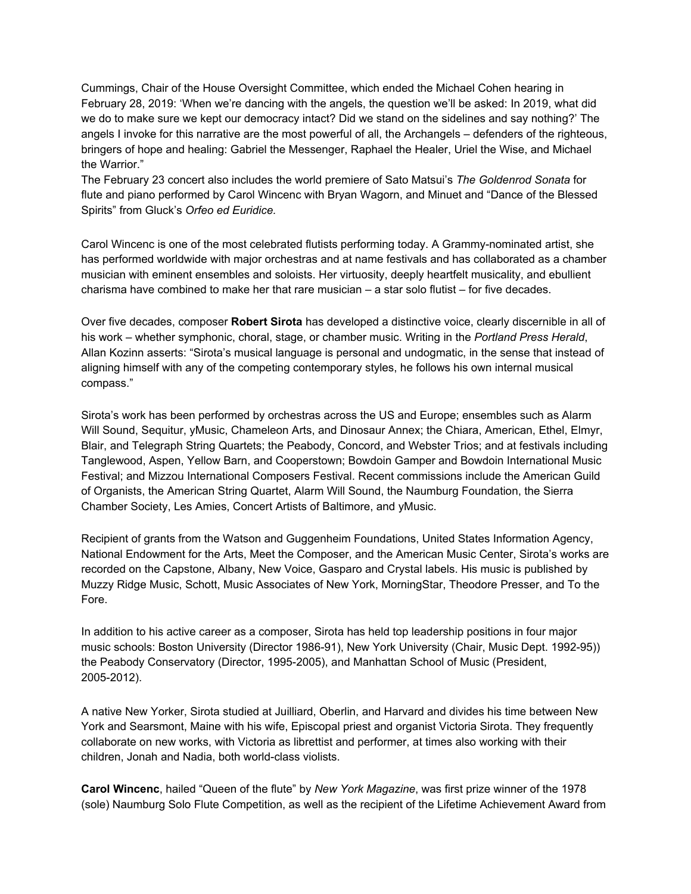Cummings, Chair of the House Oversight Committee, which ended the Michael Cohen hearing in February 28, 2019: 'When we're dancing with the angels, the question we'll be asked: In 2019, what did we do to make sure we kept our democracy intact? Did we stand on the sidelines and say nothing?' The angels I invoke for this narrative are the most powerful of all, the Archangels – defenders of the righteous, bringers of hope and healing: Gabriel the Messenger, Raphael the Healer, Uriel the Wise, and Michael the Warrior."

The February 23 concert also includes the world premiere of Sato Matsui's *The Goldenrod Sonata* for flute and piano performed by Carol Wincenc with Bryan Wagorn, and Minuet and "Dance of the Blessed Spirits" from Gluck's *Orfeo ed Euridice.*

Carol Wincenc is one of the most celebrated flutists performing today. A Grammy-nominated artist, she has performed worldwide with major orchestras and at name festivals and has collaborated as a chamber musician with eminent ensembles and soloists. Her virtuosity, deeply heartfelt musicality, and ebullient charisma have combined to make her that rare musician – a star solo flutist – for five decades.

Over five decades, composer **Robert Sirota** has developed a distinctive voice, clearly discernible in all of his work – whether symphonic, choral, stage, or chamber music. Writing in the *Portland Press Herald*, Allan Kozinn asserts: "Sirota's musical language is personal and undogmatic, in the sense that instead of aligning himself with any of the competing contemporary styles, he follows his own internal musical compass."

Sirota's work has been performed by orchestras across the US and Europe; ensembles such as Alarm Will Sound, Sequitur, yMusic, Chameleon Arts, and Dinosaur Annex; the Chiara, American, Ethel, Elmyr, Blair, and Telegraph String Quartets; the Peabody, Concord, and Webster Trios; and at festivals including Tanglewood, Aspen, Yellow Barn, and Cooperstown; Bowdoin Gamper and Bowdoin International Music Festival; and Mizzou International Composers Festival. Recent commissions include the American Guild of Organists, the American String Quartet, Alarm Will Sound, the Naumburg Foundation, the Sierra Chamber Society, Les Amies, Concert Artists of Baltimore, and yMusic.

Recipient of grants from the Watson and Guggenheim Foundations, United States Information Agency, National Endowment for the Arts, Meet the Composer, and the American Music Center, Sirota's works are recorded on the Capstone, Albany, New Voice, Gasparo and Crystal labels. His music is published by Muzzy Ridge Music, Schott, Music Associates of New York, MorningStar, Theodore Presser, and To the Fore.

In addition to his active career as a composer, Sirota has held top leadership positions in four major music schools: Boston University (Director 1986-91), New York University (Chair, Music Dept. 1992-95)) the Peabody Conservatory (Director, 1995-2005), and Manhattan School of Music (President, 2005-2012).

A native New Yorker, Sirota studied at Juilliard, Oberlin, and Harvard and divides his time between New York and Searsmont, Maine with his wife, Episcopal priest and organist Victoria Sirota. They frequently collaborate on new works, with Victoria as librettist and performer, at times also working with their children, Jonah and Nadia, both world-class violists.

**Carol Wincenc**, hailed "Queen of the flute" by *New York Magazine*, was first prize winner of the 1978 (sole) Naumburg Solo Flute Competition, as well as the recipient of the Lifetime Achievement Award from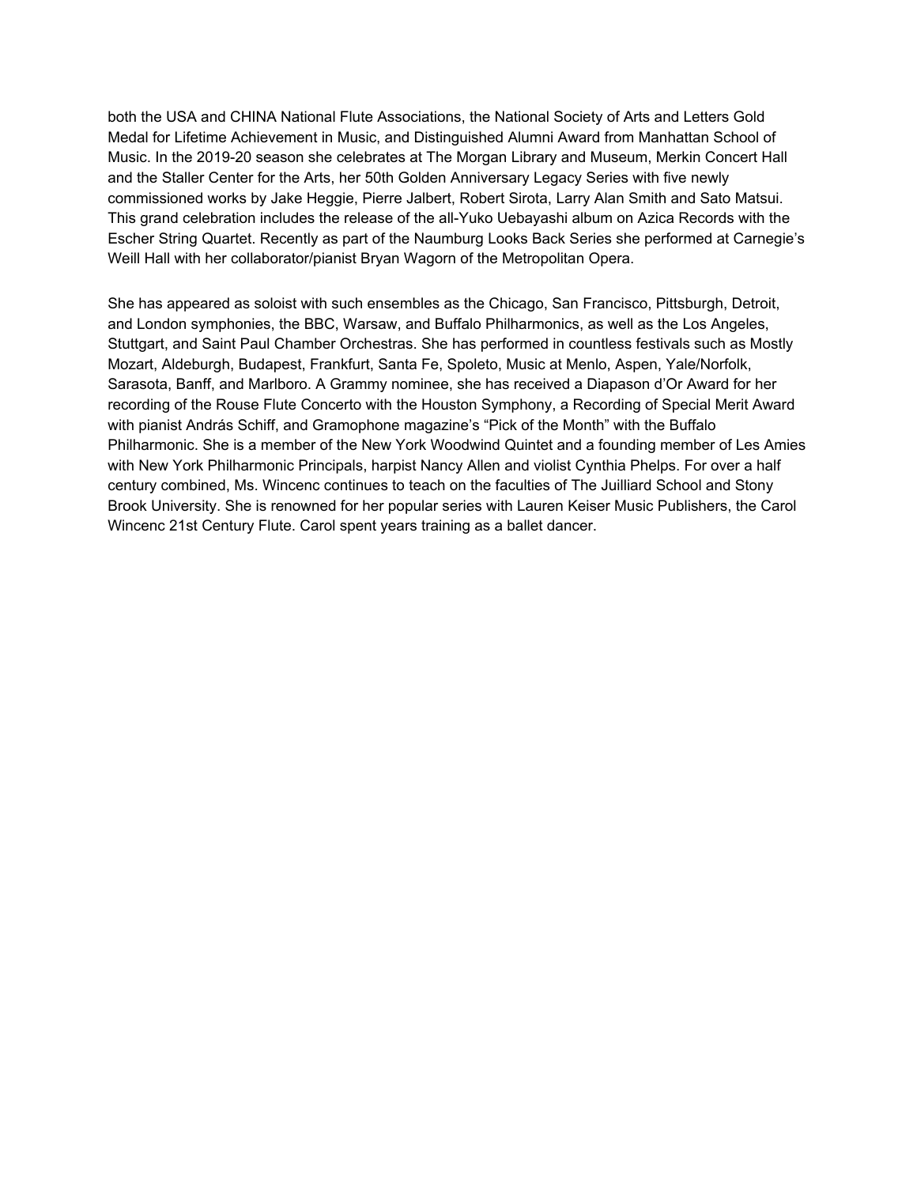both the USA and CHINA National Flute Associations, the National Society of Arts and Letters Gold Medal for Lifetime Achievement in Music, and Distinguished Alumni Award from Manhattan School of Music. In the 2019-20 season she celebrates at The Morgan Library and Museum, Merkin Concert Hall and the Staller Center for the Arts, her 50th Golden Anniversary Legacy Series with five newly commissioned works by Jake Heggie, Pierre Jalbert, Robert Sirota, Larry Alan Smith and Sato Matsui. This grand celebration includes the release of the all-Yuko Uebayashi album on Azica Records with the Escher String Quartet. Recently as part of the Naumburg Looks Back Series she performed at Carnegie's Weill Hall with her collaborator/pianist Bryan Wagorn of the Metropolitan Opera.

She has appeared as soloist with such ensembles as the Chicago, San Francisco, Pittsburgh, Detroit, and London symphonies, the BBC, Warsaw, and Buffalo Philharmonics, as well as the Los Angeles, Stuttgart, and Saint Paul Chamber Orchestras. She has performed in countless festivals such as Mostly Mozart, Aldeburgh, Budapest, Frankfurt, Santa Fe, Spoleto, Music at Menlo, Aspen, Yale/Norfolk, Sarasota, Banff, and Marlboro. A Grammy nominee, she has received a Diapason d'Or Award for her recording of the Rouse Flute Concerto with the Houston Symphony, a Recording of Special Merit Award with pianist András Schiff, and Gramophone magazine's "Pick of the Month" with the Buffalo Philharmonic. She is a member of the New York Woodwind Quintet and a founding member of Les Amies with New York Philharmonic Principals, harpist Nancy Allen and violist Cynthia Phelps. For over a half century combined, Ms. Wincenc continues to teach on the faculties of The Juilliard School and Stony Brook University. She is renowned for her popular series with Lauren Keiser Music Publishers, the Carol Wincenc 21st Century Flute. Carol spent years training as a ballet dancer.